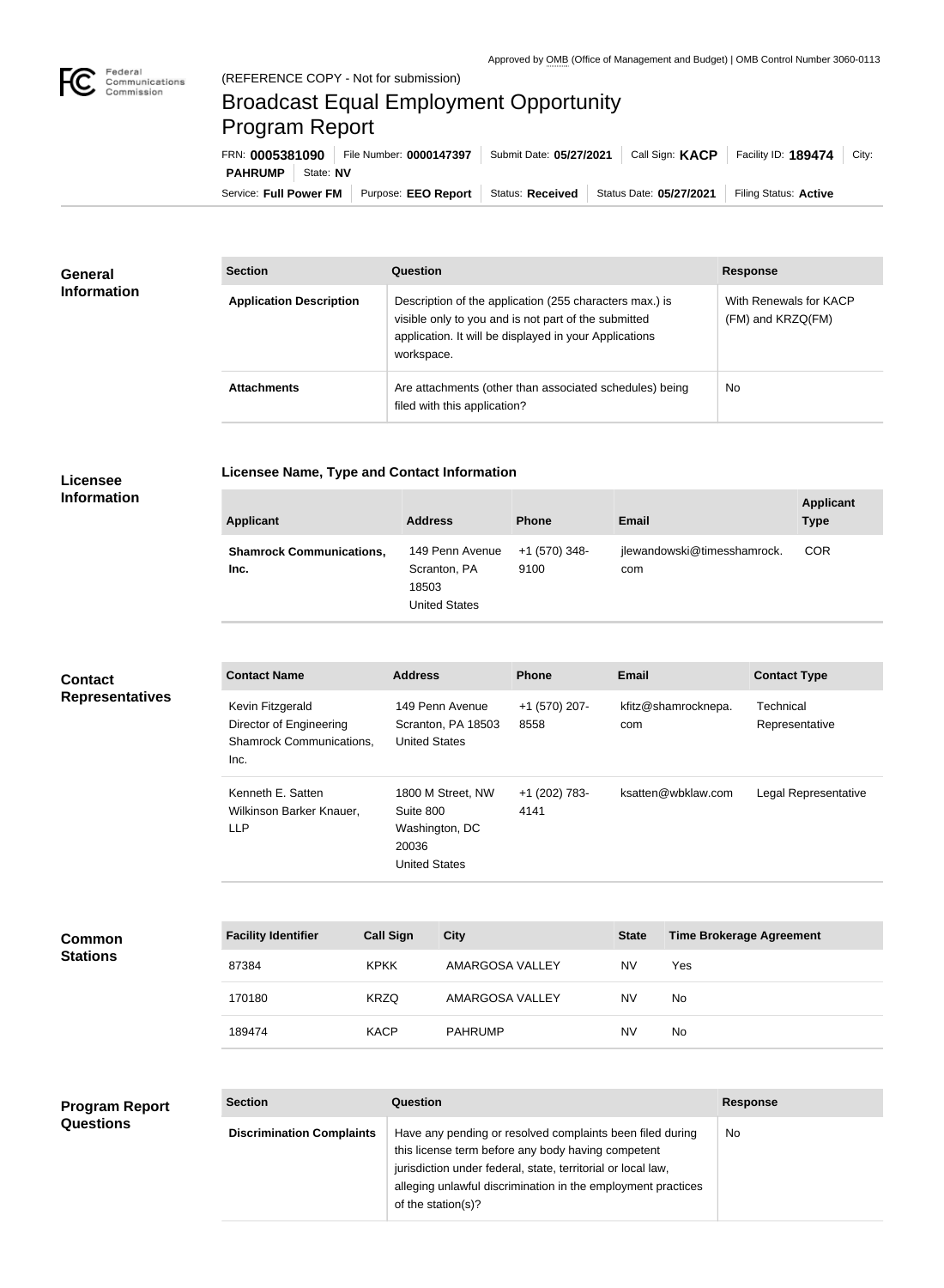Approved by OMB (Office of Management and Budget) | OMB Control Number 3060-0113

(REFERENCE COPY - Not for submission)

# Broadcast Equal Employment Opportunity Program Report

FRN: **0005381090** | File Number: **0000147397** | Submit Date: **05/27/2021** | Call Sign: **KACP** | Facility ID: **189474** | City: **PAHRUMP** | State: **NV**

Service: **Full Power FM** | Purpose: **EEO Report** | Status: **Received** | Status Date: **05/27/2021** | Filing Status: **Active**

## General Information

| Section | Question | Response |
| --- | --- | --- |
| **Application Description** | Description of the application (255 characters max.) is visible only to you and is not part of the submitted application. It will be displayed in your Applications workspace. | With Renewals for KACP (FM) and KRZQ(FM) |
| **Attachments** | Are attachments (other than associated schedules) being filed with this application? | No |

## Licensee Information

### Licensee Name, Type and Contact Information

| Applicant | Address | Phone | Email | Applicant Type |
| --- | --- | --- | --- | --- |
| **Shamrock Communications, Inc.** | 149 Penn Avenue Scranton, PA 18503 United States | +1 (570) 348-9100 | jlewandowski@timesshamrock.com | COR |

## Contact Representatives

| Contact Name | Address | Phone | Email | Contact Type |
| --- | --- | --- | --- | --- |
| Kevin Fitzgerald Director of Engineering Shamrock Communications, Inc. | 149 Penn Avenue Scranton, PA 18503 United States | +1 (570) 207-8558 | kfitz@shamrocknepa.com | Technical Representative |
| Kenneth E. Satten Wilkinson Barker Knauer, LLP | 1800 M Street, NW Suite 800 Washington, DC 20036 United States | +1 (202) 783-4141 | ksatten@wbklaw.com | Legal Representative |

## Common Stations

| Facility Identifier | Call Sign | City | State | Time Brokerage Agreement |
| --- | --- | --- | --- | --- |
| 87384 | KPKK | AMARGOSA VALLEY | NV | Yes |
| 170180 | KRZQ | AMARGOSA VALLEY | NV | No |
| 189474 | KACP | PAHRUMP | NV | No |

## Program Report Questions

| Section | Question | Response |
| --- | --- | --- |
| **Discrimination Complaints** | Have any pending or resolved complaints been filed during this license term before any body having competent jurisdiction under federal, state, territorial or local law, alleging unlawful discrimination in the employment practices of the station(s)? | No |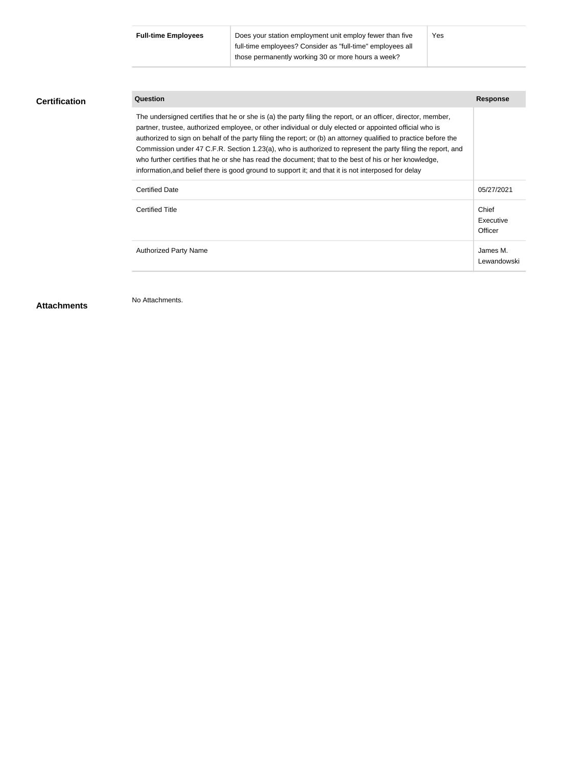| | | |
|---|---|---|
| **Full-time Employees** | Does your station employment unit employ fewer than five full-time employees? Consider as "full-time" employees all those permanently working 30 or more hours a week? | Yes |

## Certification

| Question | Response |
|---|---|
| The undersigned certifies that he or she is (a) the party filing the report, or an officer, director, member, partner, trustee, authorized employee, or other individual or duly elected or appointed official who is authorized to sign on behalf of the party filing the report; or (b) an attorney qualified to practice before the Commission under 47 C.F.R. Section 1.23(a), who is authorized to represent the party filing the report, and who further certifies that he or she has read the document; that to the best of his or her knowledge, information,and belief there is good ground to support it; and that it is not interposed for delay | |
| Certified Date | 05/27/2021 |
| Certified Title | Chief Executive Officer |
| Authorized Party Name | James M. Lewandowski |

## Attachments

No Attachments.